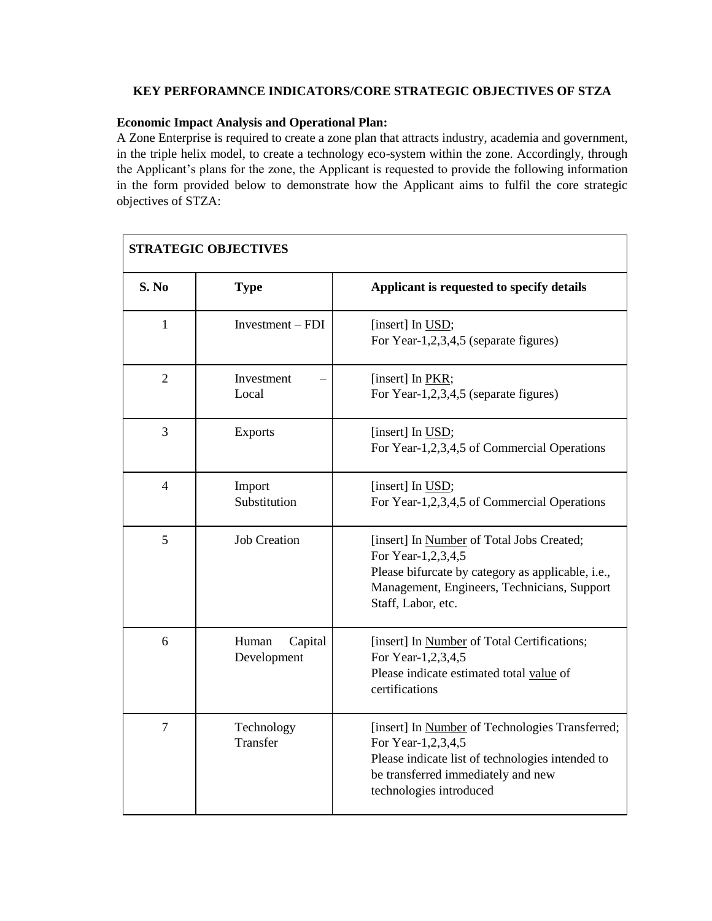## KEY PERFORAMNCE INDICATORS/CORE STRATEGIC OBJECTIVES OF STZA

**Economic Impact Analysis and Operational Plan:**
A Zone Enterprise is required to create a zone plan that attracts industry, academia and government, in the triple helix model, to create a technology eco-system within the zone. Accordingly, through the Applicant's plans for the zone, the Applicant is requested to provide the following information in the form provided below to demonstrate how the Applicant aims to fulfil the core strategic objectives of STZA:

| **STRATEGIC OBJECTIVES** | | |
|---|---|---|
| **S. No** | **Type** | **Applicant is requested to specify details** |
| 1 | Investment – FDI | [insert] In USD;<br>For Year-1,2,3,4,5 (separate figures) |
| 2 | Investment – Local | [insert] In PKR;<br>For Year-1,2,3,4,5 (separate figures) |
| 3 | Exports | [insert] In USD;<br>For Year-1,2,3,4,5 of Commercial Operations |
| 4 | Import Substitution | [insert] In USD;<br>For Year-1,2,3,4,5 of Commercial Operations |
| 5 | Job Creation | [insert] In Number of Total Jobs Created;<br>For Year-1,2,3,4,5<br>Please bifurcate by category as applicable, i.e., Management, Engineers, Technicians, Support Staff, Labor, etc. |
| 6 | Human Capital Development | [insert] In Number of Total Certifications;<br>For Year-1,2,3,4,5<br>Please indicate estimated total value of certifications |
| 7 | Technology Transfer | [insert] In Number of Technologies Transferred;<br>For Year-1,2,3,4,5<br>Please indicate list of technologies intended to be transferred immediately and new technologies introduced |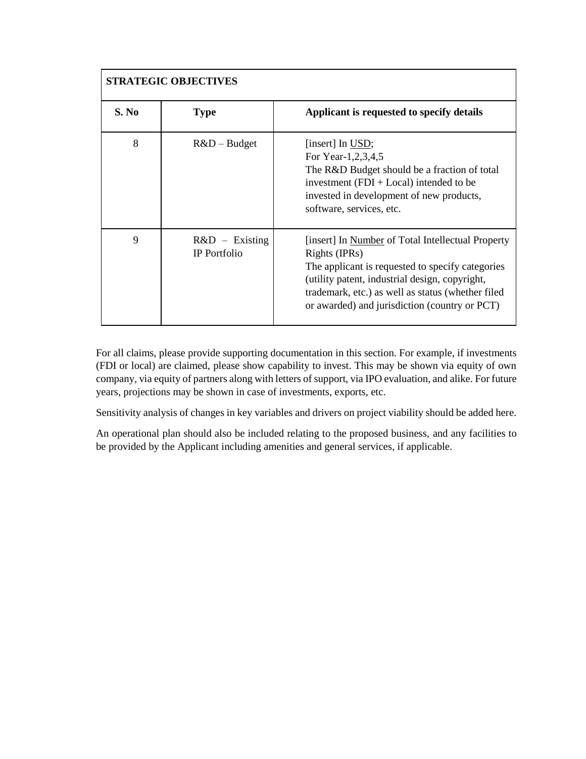| STRATEGIC OBJECTIVES | | |
|---|---|---|
| **S. No** | **Type** | **Applicant is requested to specify details** |
| 8 | R&D – Budget | [insert] In USD;<br>For Year-1,2,3,4,5<br>The R&D Budget should be a fraction of total investment (FDI + Local) intended to be invested in development of new products, software, services, etc. |
| 9 | R&D – Existing IP Portfolio | [insert] In Number of Total Intellectual Property Rights (IPRs)<br>The applicant is requested to specify categories (utility patent, industrial design, copyright, trademark, etc.) as well as status (whether filed or awarded) and jurisdiction (country or PCT) |

For all claims, please provide supporting documentation in this section. For example, if investments (FDI or local) are claimed, please show capability to invest. This may be shown via equity of own company, via equity of partners along with letters of support, via IPO evaluation, and alike. For future years, projections may be shown in case of investments, exports, etc.

Sensitivity analysis of changes in key variables and drivers on project viability should be added here.

An operational plan should also be included relating to the proposed business, and any facilities to be provided by the Applicant including amenities and general services, if applicable.